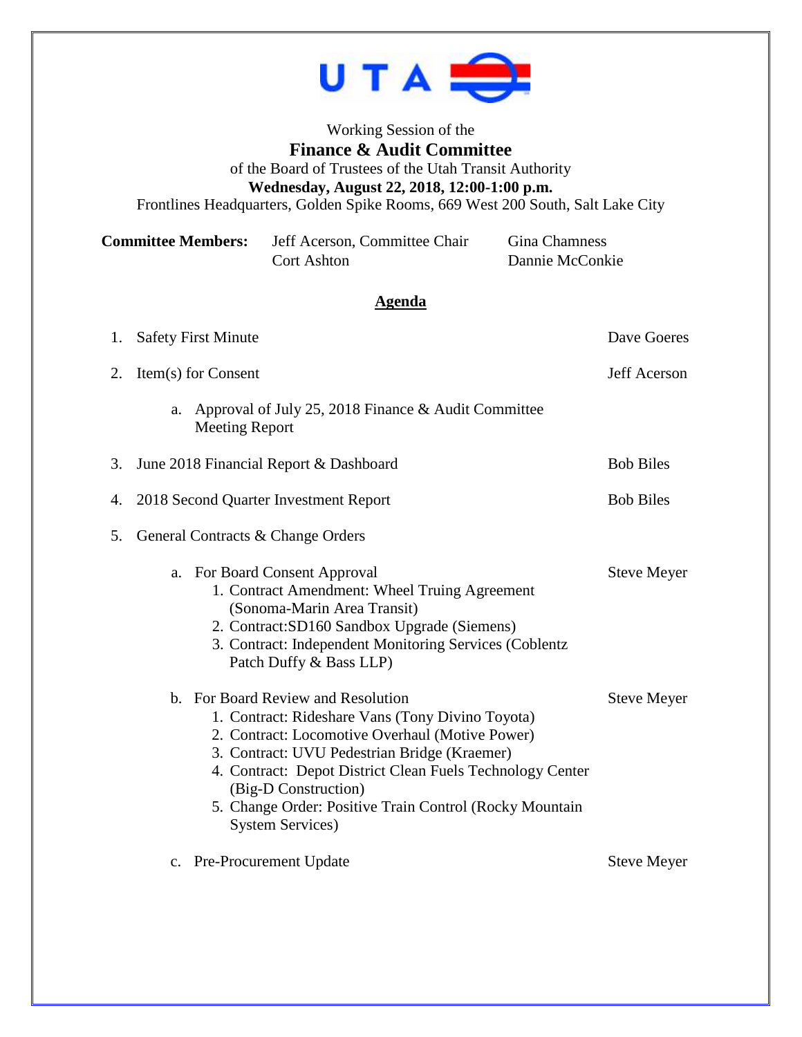UTA

Working Session of the

# Finance & Audit Committee

of the Board of Trustees of the Utah Transit Authority

**Wednesday, August 22, 2018, 12:00-1:00 p.m.**

Frontlines Headquarters, Golden Spike Rooms, 669 West 200 South, Salt Lake City

| **Committee Members:** | Jeff Acerson, Committee Chair | Gina Chamness |
| --- | --- | --- |
| | Cort Ashton | Dannie McConkie |

## Agenda

1. Safety First Minute — Dave Goeres

2. Item(s) for Consent — Jeff Acerson

   a. Approval of July 25, 2018 Finance & Audit Committee Meeting Report

3. June 2018 Financial Report & Dashboard — Bob Biles

4. 2018 Second Quarter Investment Report — Bob Biles

5. General Contracts & Change Orders

   a. For Board Consent Approval — Steve Meyer
      1. Contract Amendment: Wheel Truing Agreement (Sonoma-Marin Area Transit)
      2. Contract:SD160 Sandbox Upgrade (Siemens)
      3. Contract: Independent Monitoring Services (Coblentz Patch Duffy & Bass LLP)

   b. For Board Review and Resolution — Steve Meyer
      1. Contract: Rideshare Vans (Tony Divino Toyota)
      2. Contract: Locomotive Overhaul (Motive Power)
      3. Contract: UVU Pedestrian Bridge (Kraemer)
      4. Contract: Depot District Clean Fuels Technology Center (Big-D Construction)
      5. Change Order: Positive Train Control (Rocky Mountain System Services)

   c. Pre-Procurement Update — Steve Meyer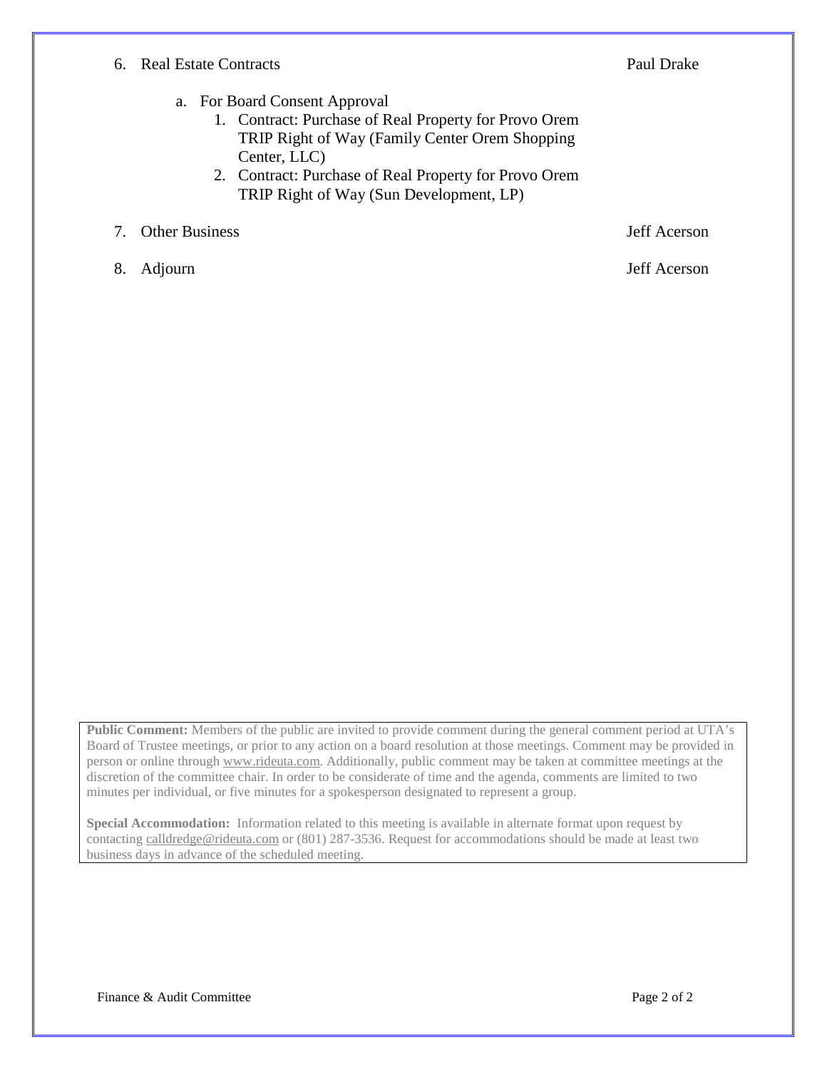6. Real Estate Contracts — Paul Drake

   a. For Board Consent Approval
      1. Contract: Purchase of Real Property for Provo Orem TRIP Right of Way (Family Center Orem Shopping Center, LLC)
      2. Contract: Purchase of Real Property for Provo Orem TRIP Right of Way (Sun Development, LP)

7. Other Business — Jeff Acerson

8. Adjourn — Jeff Acerson

**Public Comment:** Members of the public are invited to provide comment during the general comment period at UTA's Board of Trustee meetings, or prior to any action on a board resolution at those meetings. Comment may be provided in person or online through www.rideuta.com. Additionally, public comment may be taken at committee meetings at the discretion of the committee chair. In order to be considerate of time and the agenda, comments are limited to two minutes per individual, or five minutes for a spokesperson designated to represent a group.

**Special Accommodation:** Information related to this meeting is available in alternate format upon request by contacting calldredge@rideuta.com or (801) 287-3536. Request for accommodations should be made at least two business days in advance of the scheduled meeting.